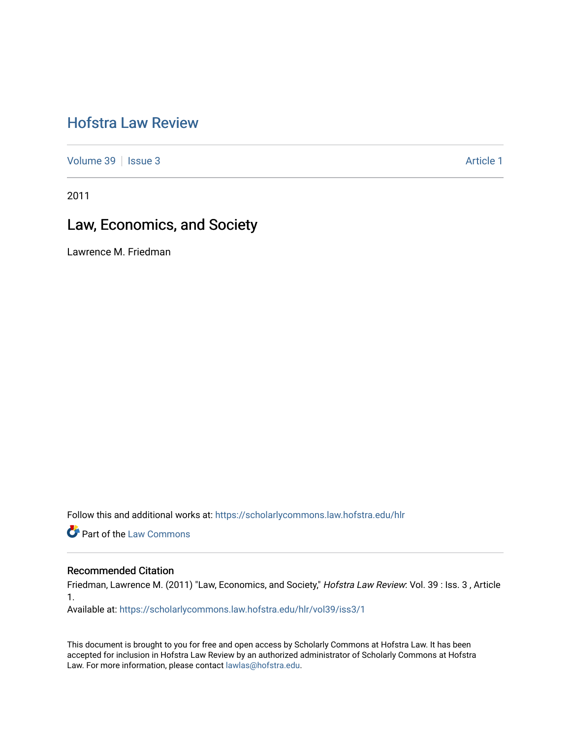# Hofstra Law Review

Volume 39 | Issue 3 Article 1

2011

## Law, Economics, and Society

Lawrence M. Friedman

Follow this and additional works at: https://scholarlycommons.law.hofstra.edu/hlr

Part of the Law Commons

### Recommended Citation

Friedman, Lawrence M. (2011) "Law, Economics, and Society," *Hofstra Law Review*: Vol. 39 : Iss. 3 , Article 1.

Available at: https://scholarlycommons.law.hofstra.edu/hlr/vol39/iss3/1

This document is brought to you for free and open access by Scholarly Commons at Hofstra Law. It has been accepted for inclusion in Hofstra Law Review by an authorized administrator of Scholarly Commons at Hofstra Law. For more information, please contact lawlas@hofstra.edu.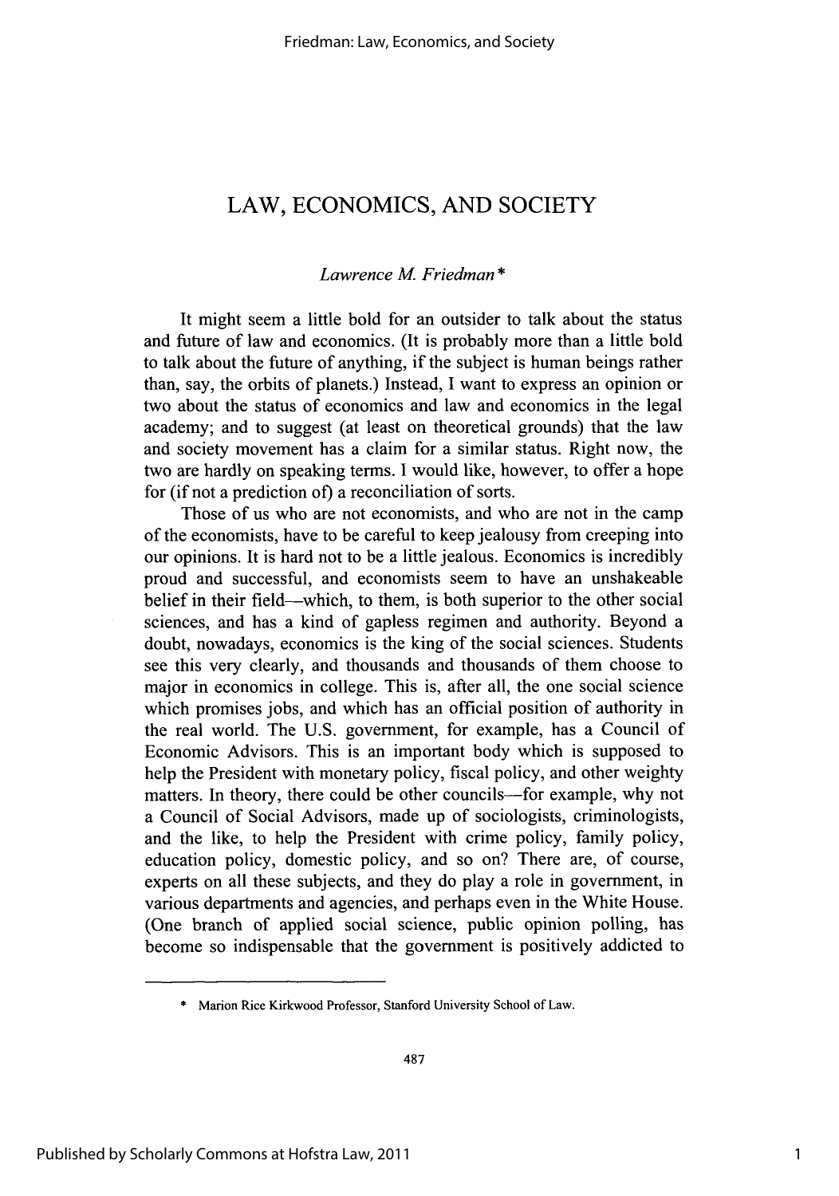# LAW, ECONOMICS, AND SOCIETY

*Lawrence M. Friedman\**

It might seem a little bold for an outsider to talk about the status and future of law and economics. (It is probably more than a little bold to talk about the future of anything, if the subject is human beings rather than, say, the orbits of planets.) Instead, I want to express an opinion or two about the status of economics and law and economics in the legal academy; and to suggest (at least on theoretical grounds) that the law and society movement has a claim for a similar status. Right now, the two are hardly on speaking terms. I would like, however, to offer a hope for (if not a prediction of) a reconciliation of sorts.

Those of us who are not economists, and who are not in the camp of the economists, have to be careful to keep jealousy from creeping into our opinions. It is hard not to be a little jealous. Economics is incredibly proud and successful, and economists seem to have an unshakeable belief in their field—which, to them, is both superior to the other social sciences, and has a kind of gapless regimen and authority. Beyond a doubt, nowadays, economics is the king of the social sciences. Students see this very clearly, and thousands and thousands of them choose to major in economics in college. This is, after all, the one social science which promises jobs, and which has an official position of authority in the real world. The U.S. government, for example, has a Council of Economic Advisors. This is an important body which is supposed to help the President with monetary policy, fiscal policy, and other weighty matters. In theory, there could be other councils—for example, why not a Council of Social Advisors, made up of sociologists, criminologists, and the like, to help the President with crime policy, family policy, education policy, domestic policy, and so on? There are, of course, experts on all these subjects, and they do play a role in government, in various departments and agencies, and perhaps even in the White House. (One branch of applied social science, public opinion polling, has become so indispensable that the government is positively addicted to

\* Marion Rice Kirkwood Professor, Stanford University School of Law.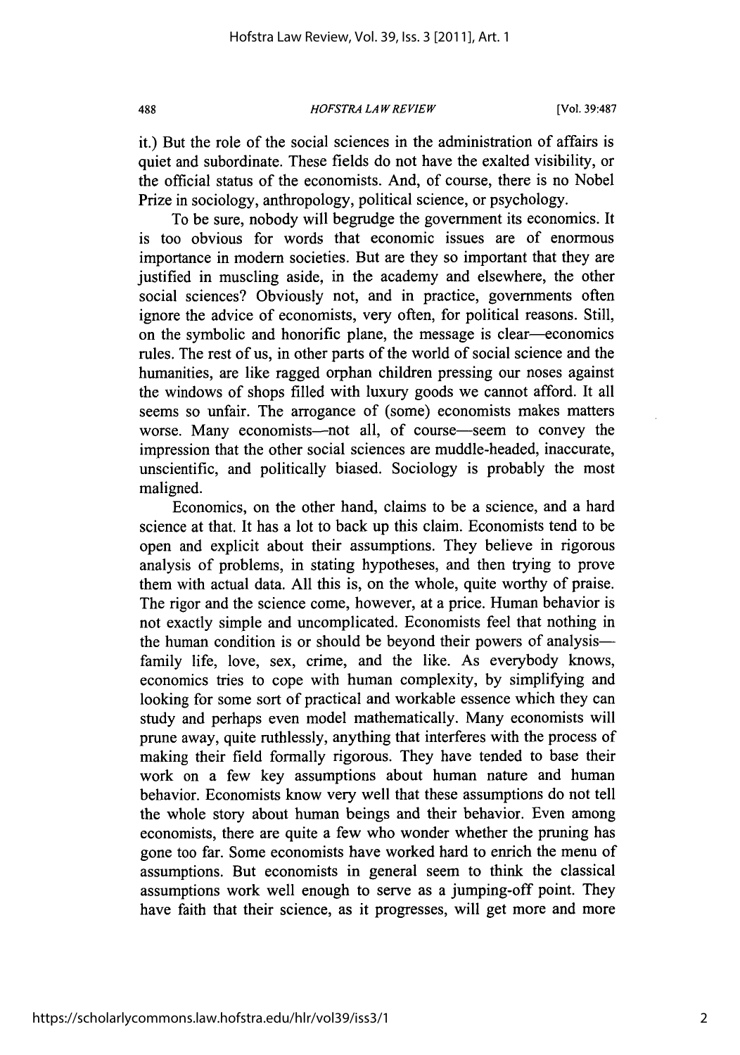it.) But the role of the social sciences in the administration of affairs is quiet and subordinate. These fields do not have the exalted visibility, or the official status of the economists. And, of course, there is no Nobel Prize in sociology, anthropology, political science, or psychology.

To be sure, nobody will begrudge the government its economics. It is too obvious for words that economic issues are of enormous importance in modern societies. But are they so important that they are justified in muscling aside, in the academy and elsewhere, the other social sciences? Obviously not, and in practice, governments often ignore the advice of economists, very often, for political reasons. Still, on the symbolic and honorific plane, the message is clear—economics rules. The rest of us, in other parts of the world of social science and the humanities, are like ragged orphan children pressing our noses against the windows of shops filled with luxury goods we cannot afford. It all seems so unfair. The arrogance of (some) economists makes matters worse. Many economists—not all, of course—seem to convey the impression that the other social sciences are muddle-headed, inaccurate, unscientific, and politically biased. Sociology is probably the most maligned.

Economics, on the other hand, claims to be a science, and a hard science at that. It has a lot to back up this claim. Economists tend to be open and explicit about their assumptions. They believe in rigorous analysis of problems, in stating hypotheses, and then trying to prove them with actual data. All this is, on the whole, quite worthy of praise. The rigor and the science come, however, at a price. Human behavior is not exactly simple and uncomplicated. Economists feel that nothing in the human condition is or should be beyond their powers of analysis—family life, love, sex, crime, and the like. As everybody knows, economics tries to cope with human complexity, by simplifying and looking for some sort of practical and workable essence which they can study and perhaps even model mathematically. Many economists will prune away, quite ruthlessly, anything that interferes with the process of making their field formally rigorous. They have tended to base their work on a few key assumptions about human nature and human behavior. Economists know very well that these assumptions do not tell the whole story about human beings and their behavior. Even among economists, there are quite a few who wonder whether the pruning has gone too far. Some economists have worked hard to enrich the menu of assumptions. But economists in general seem to think the classical assumptions work well enough to serve as a jumping-off point. They have faith that their science, as it progresses, will get more and more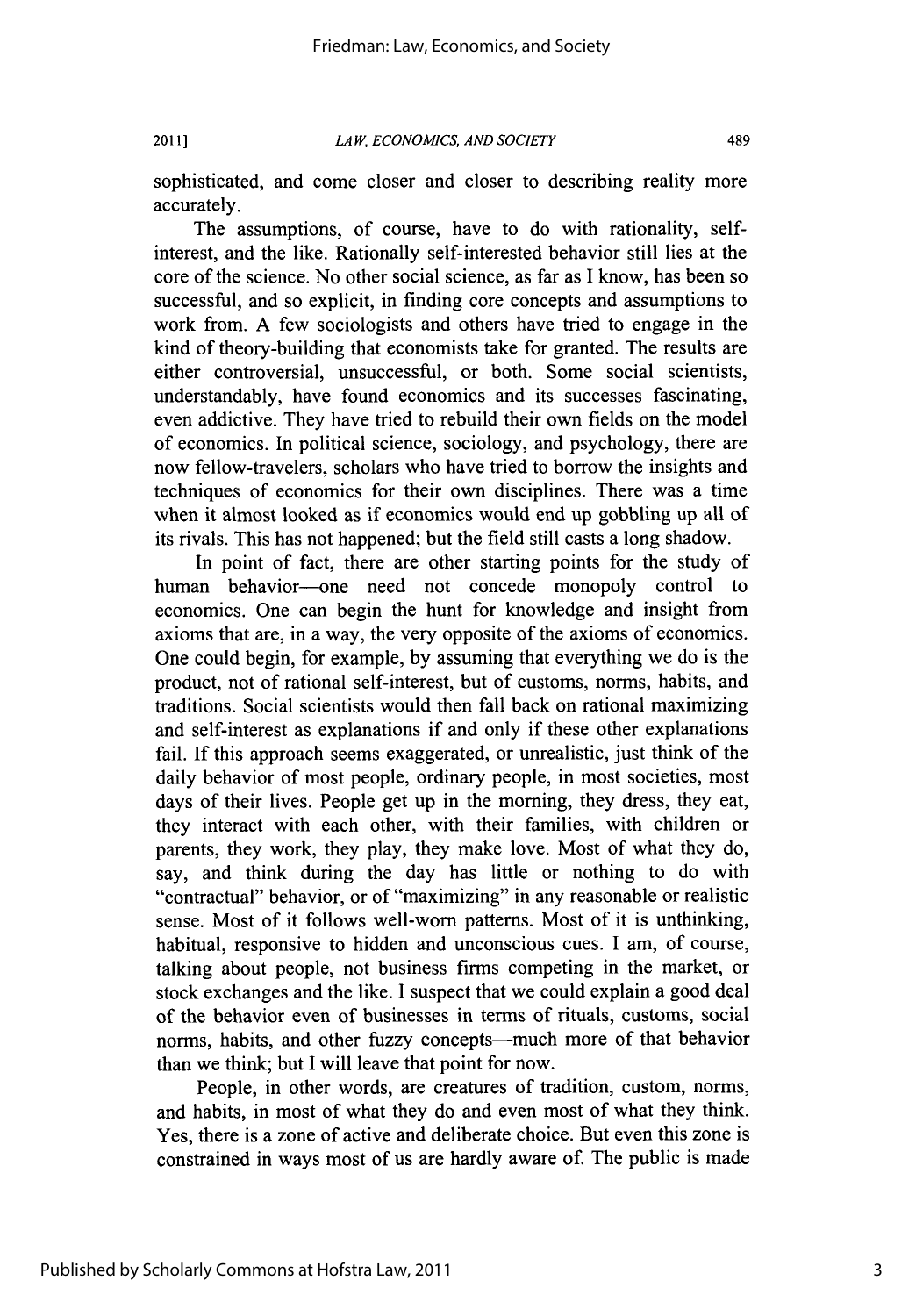sophisticated, and come closer and closer to describing reality more accurately.

The assumptions, of course, have to do with rationality, self-interest, and the like. Rationally self-interested behavior still lies at the core of the science. No other social science, as far as I know, has been so successful, and so explicit, in finding core concepts and assumptions to work from. A few sociologists and others have tried to engage in the kind of theory-building that economists take for granted. The results are either controversial, unsuccessful, or both. Some social scientists, understandably, have found economics and its successes fascinating, even addictive. They have tried to rebuild their own fields on the model of economics. In political science, sociology, and psychology, there are now fellow-travelers, scholars who have tried to borrow the insights and techniques of economics for their own disciplines. There was a time when it almost looked as if economics would end up gobbling up all of its rivals. This has not happened; but the field still casts a long shadow.

In point of fact, there are other starting points for the study of human behavior—one need not concede monopoly control to economics. One can begin the hunt for knowledge and insight from axioms that are, in a way, the very opposite of the axioms of economics. One could begin, for example, by assuming that everything we do is the product, not of rational self-interest, but of customs, norms, habits, and traditions. Social scientists would then fall back on rational maximizing and self-interest as explanations if and only if these other explanations fail. If this approach seems exaggerated, or unrealistic, just think of the daily behavior of most people, ordinary people, in most societies, most days of their lives. People get up in the morning, they dress, they eat, they interact with each other, with their families, with children or parents, they work, they play, they make love. Most of what they do, say, and think during the day has little or nothing to do with "contractual" behavior, or of "maximizing" in any reasonable or realistic sense. Most of it follows well-worn patterns. Most of it is unthinking, habitual, responsive to hidden and unconscious cues. I am, of course, talking about people, not business firms competing in the market, or stock exchanges and the like. I suspect that we could explain a good deal of the behavior even of businesses in terms of rituals, customs, social norms, habits, and other fuzzy concepts—much more of that behavior than we think; but I will leave that point for now.

People, in other words, are creatures of tradition, custom, norms, and habits, in most of what they do and even most of what they think. Yes, there is a zone of active and deliberate choice. But even this zone is constrained in ways most of us are hardly aware of. The public is made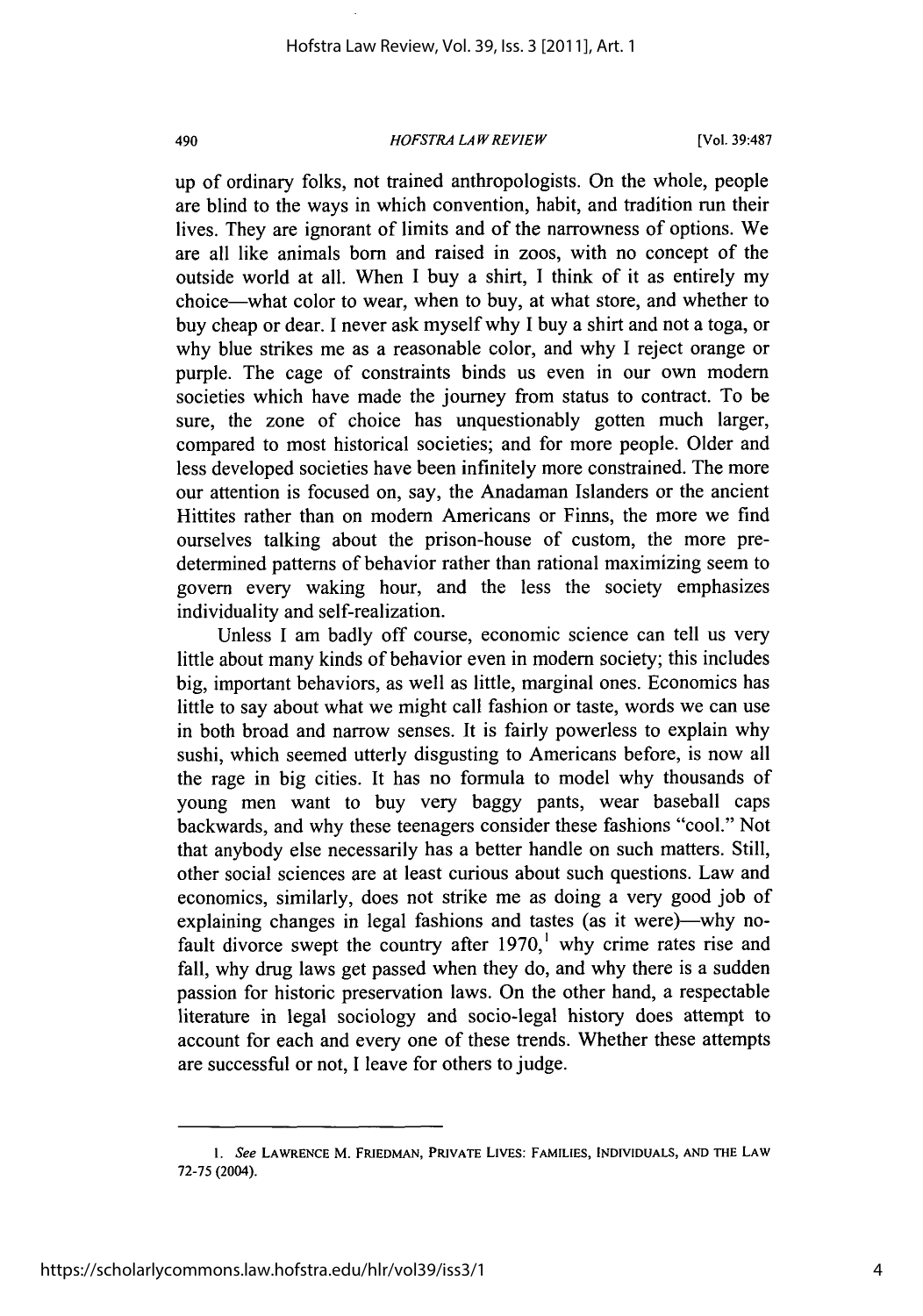up of ordinary folks, not trained anthropologists. On the whole, people are blind to the ways in which convention, habit, and tradition run their lives. They are ignorant of limits and of the narrowness of options. We are all like animals born and raised in zoos, with no concept of the outside world at all. When I buy a shirt, I think of it as entirely my choice—what color to wear, when to buy, at what store, and whether to buy cheap or dear. I never ask myself why I buy a shirt and not a toga, or why blue strikes me as a reasonable color, and why I reject orange or purple. The cage of constraints binds us even in our own modern societies which have made the journey from status to contract. To be sure, the zone of choice has unquestionably gotten much larger, compared to most historical societies; and for more people. Older and less developed societies have been infinitely more constrained. The more our attention is focused on, say, the Anadaman Islanders or the ancient Hittites rather than on modern Americans or Finns, the more we find ourselves talking about the prison-house of custom, the more pre-determined patterns of behavior rather than rational maximizing seem to govern every waking hour, and the less the society emphasizes individuality and self-realization.

Unless I am badly off course, economic science can tell us very little about many kinds of behavior even in modern society; this includes big, important behaviors, as well as little, marginal ones. Economics has little to say about what we might call fashion or taste, words we can use in both broad and narrow senses. It is fairly powerless to explain why sushi, which seemed utterly disgusting to Americans before, is now all the rage in big cities. It has no formula to model why thousands of young men want to buy very baggy pants, wear baseball caps backwards, and why these teenagers consider these fashions "cool." Not that anybody else necessarily has a better handle on such matters. Still, other social sciences are at least curious about such questions. Law and economics, similarly, does not strike me as doing a very good job of explaining changes in legal fashions and tastes (as it were)—why no-fault divorce swept the country after 1970,[1] why crime rates rise and fall, why drug laws get passed when they do, and why there is a sudden passion for historic preservation laws. On the other hand, a respectable literature in legal sociology and socio-legal history does attempt to account for each and every one of these trends. Whether these attempts are successful or not, I leave for others to judge.

---

1. *See* LAWRENCE M. FRIEDMAN, PRIVATE LIVES: FAMILIES, INDIVIDUALS, AND THE LAW 72-75 (2004).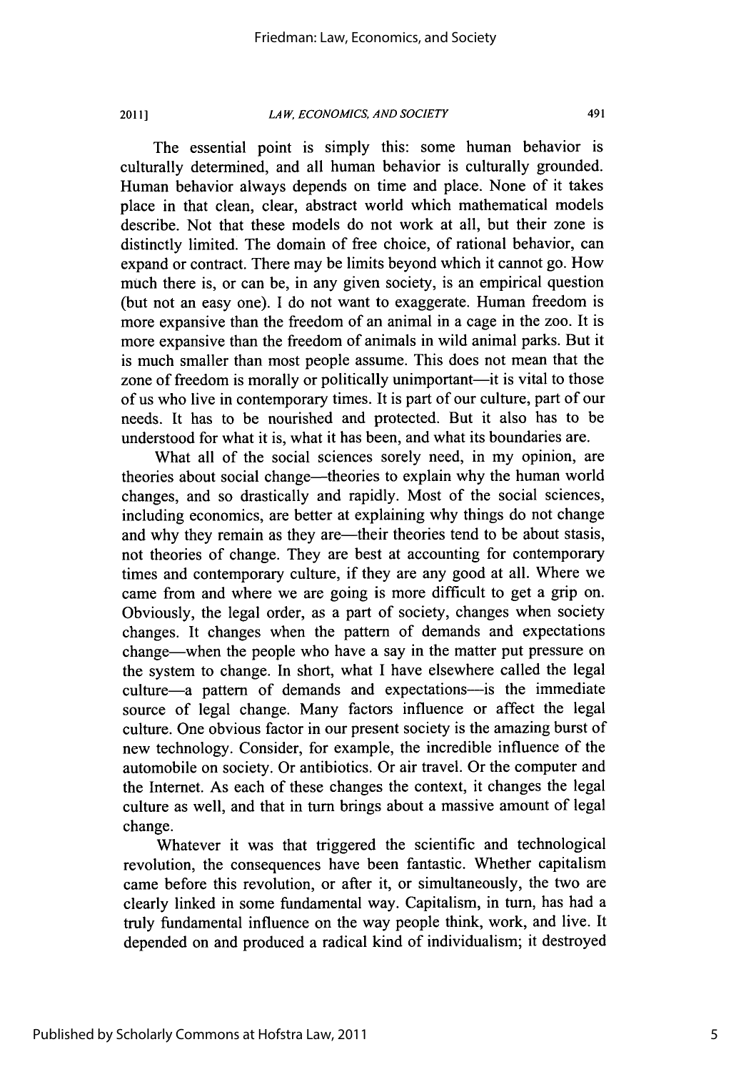The essential point is simply this: some human behavior is culturally determined, and all human behavior is culturally grounded. Human behavior always depends on time and place. None of it takes place in that clean, clear, abstract world which mathematical models describe. Not that these models do not work at all, but their zone is distinctly limited. The domain of free choice, of rational behavior, can expand or contract. There may be limits beyond which it cannot go. How much there is, or can be, in any given society, is an empirical question (but not an easy one). I do not want to exaggerate. Human freedom is more expansive than the freedom of an animal in a cage in the zoo. It is more expansive than the freedom of animals in wild animal parks. But it is much smaller than most people assume. This does not mean that the zone of freedom is morally or politically unimportant—it is vital to those of us who live in contemporary times. It is part of our culture, part of our needs. It has to be nourished and protected. But it also has to be understood for what it is, what it has been, and what its boundaries are.

What all of the social sciences sorely need, in my opinion, are theories about social change—theories to explain why the human world changes, and so drastically and rapidly. Most of the social sciences, including economics, are better at explaining why things do not change and why they remain as they are—their theories tend to be about stasis, not theories of change. They are best at accounting for contemporary times and contemporary culture, if they are any good at all. Where we came from and where we are going is more difficult to get a grip on. Obviously, the legal order, as a part of society, changes when society changes. It changes when the pattern of demands and expectations change—when the people who have a say in the matter put pressure on the system to change. In short, what I have elsewhere called the legal culture—a pattern of demands and expectations—is the immediate source of legal change. Many factors influence or affect the legal culture. One obvious factor in our present society is the amazing burst of new technology. Consider, for example, the incredible influence of the automobile on society. Or antibiotics. Or air travel. Or the computer and the Internet. As each of these changes the context, it changes the legal culture as well, and that in turn brings about a massive amount of legal change.

Whatever it was that triggered the scientific and technological revolution, the consequences have been fantastic. Whether capitalism came before this revolution, or after it, or simultaneously, the two are clearly linked in some fundamental way. Capitalism, in turn, has had a truly fundamental influence on the way people think, work, and live. It depended on and produced a radical kind of individualism; it destroyed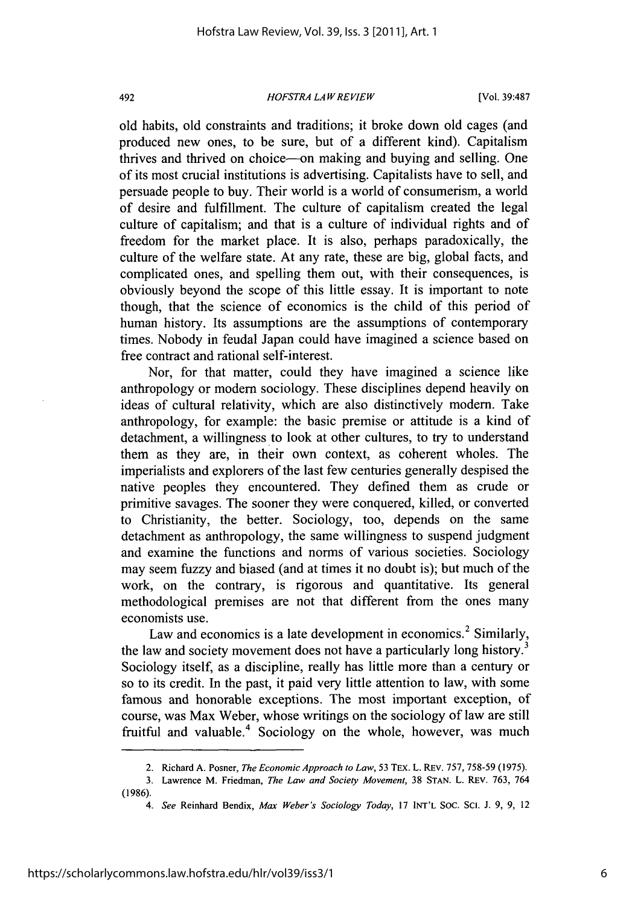old habits, old constraints and traditions; it broke down old cages (and produced new ones, to be sure, but of a different kind). Capitalism thrives and thrived on choice—on making and buying and selling. One of its most crucial institutions is advertising. Capitalists have to sell, and persuade people to buy. Their world is a world of consumerism, a world of desire and fulfillment. The culture of capitalism created the legal culture of capitalism; and that is a culture of individual rights and of freedom for the market place. It is also, perhaps paradoxically, the culture of the welfare state. At any rate, these are big, global facts, and complicated ones, and spelling them out, with their consequences, is obviously beyond the scope of this little essay. It is important to note though, that the science of economics is the child of this period of human history. Its assumptions are the assumptions of contemporary times. Nobody in feudal Japan could have imagined a science based on free contract and rational self-interest.

Nor, for that matter, could they have imagined a science like anthropology or modern sociology. These disciplines depend heavily on ideas of cultural relativity, which are also distinctively modern. Take anthropology, for example: the basic premise or attitude is a kind of detachment, a willingness to look at other cultures, to try to understand them as they are, in their own context, as coherent wholes. The imperialists and explorers of the last few centuries generally despised the native peoples they encountered. They defined them as crude or primitive savages. The sooner they were conquered, killed, or converted to Christianity, the better. Sociology, too, depends on the same detachment as anthropology, the same willingness to suspend judgment and examine the functions and norms of various societies. Sociology may seem fuzzy and biased (and at times it no doubt is); but much of the work, on the contrary, is rigorous and quantitative. Its general methodological premises are not that different from the ones many economists use.

Law and economics is a late development in economics.[2] Similarly, the law and society movement does not have a particularly long history.[3] Sociology itself, as a discipline, really has little more than a century or so to its credit. In the past, it paid very little attention to law, with some famous and honorable exceptions. The most important exception, of course, was Max Weber, whose writings on the sociology of law are still fruitful and valuable.[4] Sociology on the whole, however, was much

---

2. Richard A. Posner, *The Economic Approach to Law*, 53 TEX. L. REV. 757, 758-59 (1975).

3. Lawrence M. Friedman, *The Law and Society Movement*, 38 STAN. L. REV. 763, 764 (1986).

4. *See* Reinhard Bendix, *Max Weber's Sociology Today*, 17 INT'L SOC. SCI. J. 9, 9, 12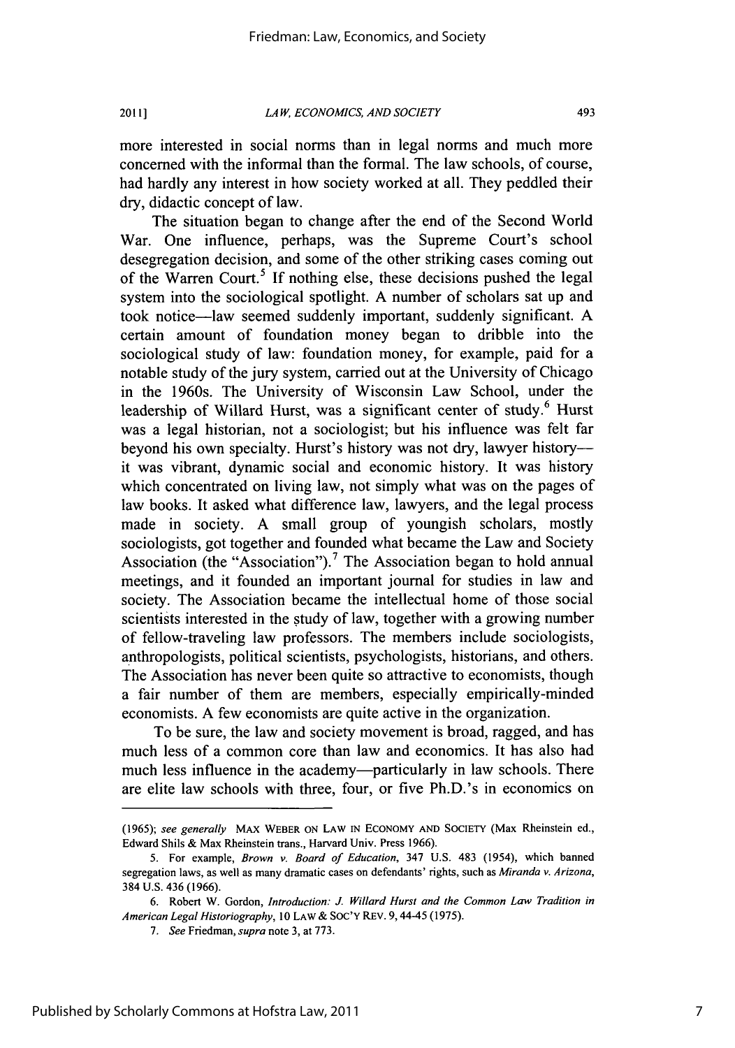more interested in social norms than in legal norms and much more concerned with the informal than the formal. The law schools, of course, had hardly any interest in how society worked at all. They peddled their dry, didactic concept of law.

The situation began to change after the end of the Second World War. One influence, perhaps, was the Supreme Court's school desegregation decision, and some of the other striking cases coming out of the Warren Court.[5] If nothing else, these decisions pushed the legal system into the sociological spotlight. A number of scholars sat up and took notice—law seemed suddenly important, suddenly significant. A certain amount of foundation money began to dribble into the sociological study of law: foundation money, for example, paid for a notable study of the jury system, carried out at the University of Chicago in the 1960s. The University of Wisconsin Law School, under the leadership of Willard Hurst, was a significant center of study.[6] Hurst was a legal historian, not a sociologist; but his influence was felt far beyond his own specialty. Hurst's history was not dry, lawyer history—it was vibrant, dynamic social and economic history. It was history which concentrated on living law, not simply what was on the pages of law books. It asked what difference law, lawyers, and the legal process made in society. A small group of youngish scholars, mostly sociologists, got together and founded what became the Law and Society Association (the "Association").[7] The Association began to hold annual meetings, and it founded an important journal for studies in law and society. The Association became the intellectual home of those social scientists interested in the study of law, together with a growing number of fellow-traveling law professors. The members include sociologists, anthropologists, political scientists, psychologists, historians, and others. The Association has never been quite so attractive to economists, though a fair number of them are members, especially empirically-minded economists. A few economists are quite active in the organization.

To be sure, the law and society movement is broad, ragged, and has much less of a common core than law and economics. It has also had much less influence in the academy—particularly in law schools. There are elite law schools with three, four, or five Ph.D.'s in economics on

---

(1965); *see generally* MAX WEBER ON LAW IN ECONOMY AND SOCIETY (Max Rheinstein ed., Edward Shils & Max Rheinstein trans., Harvard Univ. Press 1966).

5. For example, *Brown v. Board of Education*, 347 U.S. 483 (1954), which banned segregation laws, as well as many dramatic cases on defendants' rights, such as *Miranda v. Arizona*, 384 U.S. 436 (1966).

6. Robert W. Gordon, *Introduction: J. Willard Hurst and the Common Law Tradition in American Legal Historiography*, 10 LAW & SOC'Y REV. 9, 44-45 (1975).

7. *See* Friedman, *supra* note 3, at 773.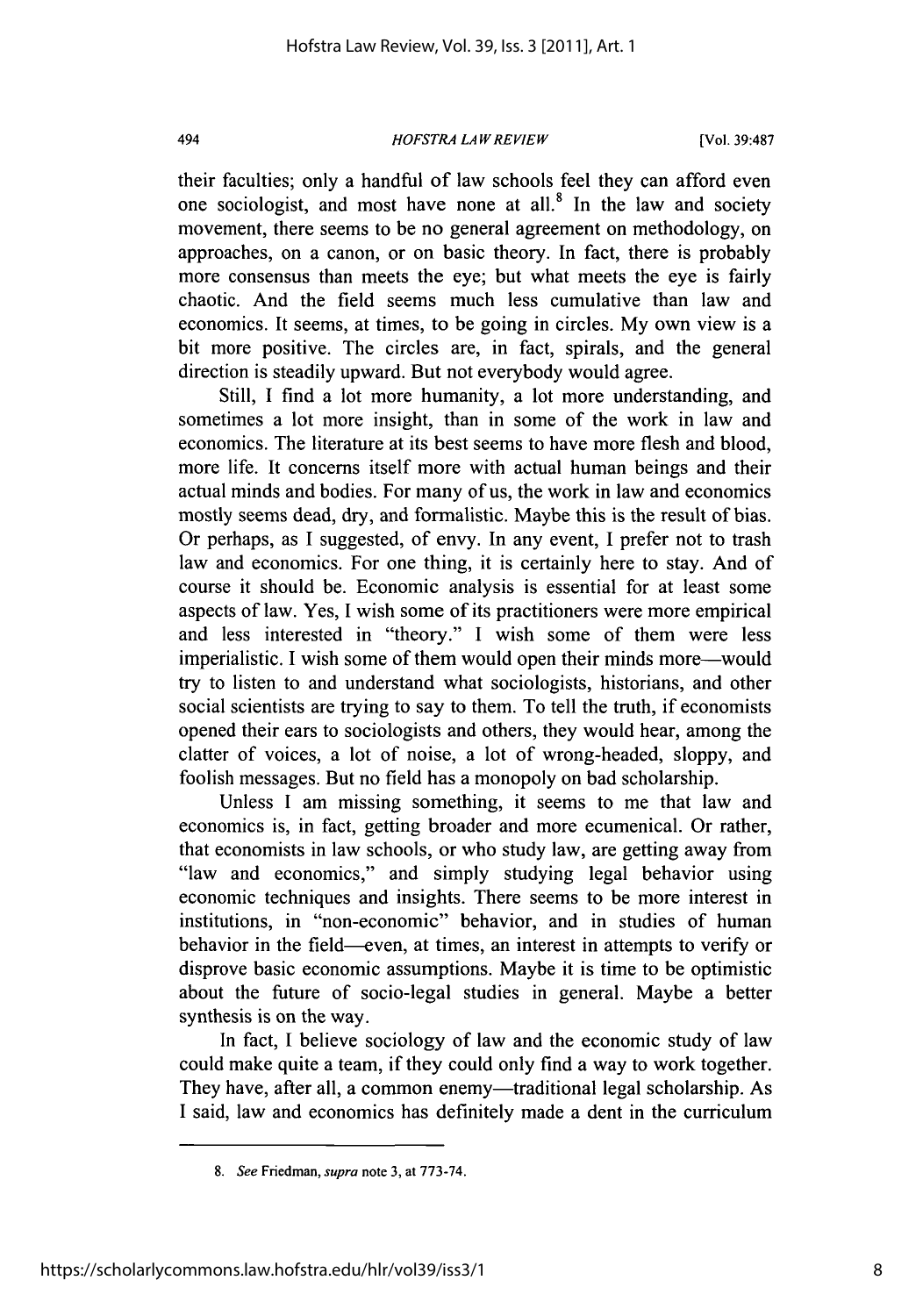their faculties; only a handful of law schools feel they can afford even one sociologist, and most have none at all.[8] In the law and society movement, there seems to be no general agreement on methodology, on approaches, on a canon, or on basic theory. In fact, there is probably more consensus than meets the eye; but what meets the eye is fairly chaotic. And the field seems much less cumulative than law and economics. It seems, at times, to be going in circles. My own view is a bit more positive. The circles are, in fact, spirals, and the general direction is steadily upward. But not everybody would agree.

Still, I find a lot more humanity, a lot more understanding, and sometimes a lot more insight, than in some of the work in law and economics. The literature at its best seems to have more flesh and blood, more life. It concerns itself more with actual human beings and their actual minds and bodies. For many of us, the work in law and economics mostly seems dead, dry, and formalistic. Maybe this is the result of bias. Or perhaps, as I suggested, of envy. In any event, I prefer not to trash law and economics. For one thing, it is certainly here to stay. And of course it should be. Economic analysis is essential for at least some aspects of law. Yes, I wish some of its practitioners were more empirical and less interested in "theory." I wish some of them were less imperialistic. I wish some of them would open their minds more—would try to listen to and understand what sociologists, historians, and other social scientists are trying to say to them. To tell the truth, if economists opened their ears to sociologists and others, they would hear, among the clatter of voices, a lot of noise, a lot of wrong-headed, sloppy, and foolish messages. But no field has a monopoly on bad scholarship.

Unless I am missing something, it seems to me that law and economics is, in fact, getting broader and more ecumenical. Or rather, that economists in law schools, or who study law, are getting away from "law and economics," and simply studying legal behavior using economic techniques and insights. There seems to be more interest in institutions, in "non-economic" behavior, and in studies of human behavior in the field—even, at times, an interest in attempts to verify or disprove basic economic assumptions. Maybe it is time to be optimistic about the future of socio-legal studies in general. Maybe a better synthesis is on the way.

In fact, I believe sociology of law and the economic study of law could make quite a team, if they could only find a way to work together. They have, after all, a common enemy—traditional legal scholarship. As I said, law and economics has definitely made a dent in the curriculum

---

8. *See* Friedman, *supra* note 3, at 773-74.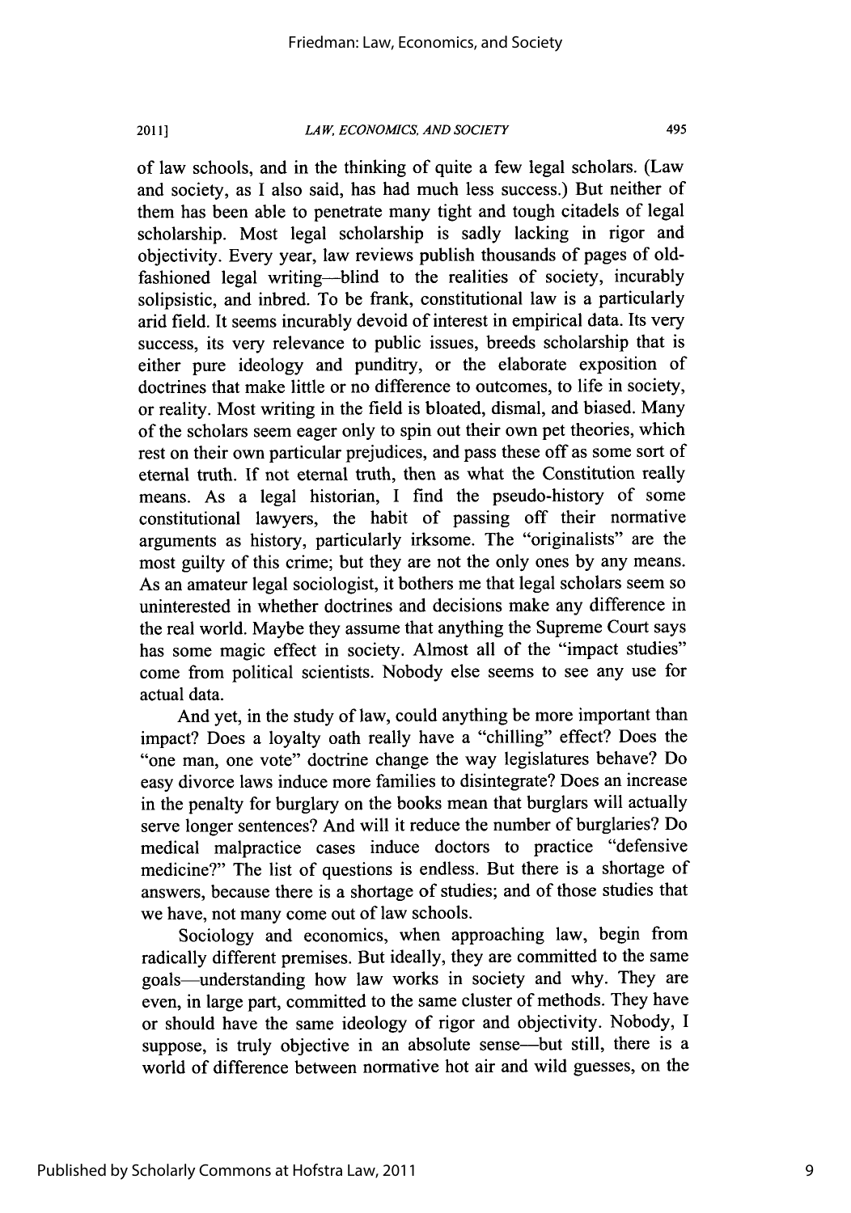of law schools, and in the thinking of quite a few legal scholars. (Law and society, as I also said, has had much less success.) But neither of them has been able to penetrate many tight and tough citadels of legal scholarship. Most legal scholarship is sadly lacking in rigor and objectivity. Every year, law reviews publish thousands of pages of old-fashioned legal writing—blind to the realities of society, incurably solipsistic, and inbred. To be frank, constitutional law is a particularly arid field. It seems incurably devoid of interest in empirical data. Its very success, its very relevance to public issues, breeds scholarship that is either pure ideology and punditry, or the elaborate exposition of doctrines that make little or no difference to outcomes, to life in society, or reality. Most writing in the field is bloated, dismal, and biased. Many of the scholars seem eager only to spin out their own pet theories, which rest on their own particular prejudices, and pass these off as some sort of eternal truth. If not eternal truth, then as what the Constitution really means. As a legal historian, I find the pseudo-history of some constitutional lawyers, the habit of passing off their normative arguments as history, particularly irksome. The "originalists" are the most guilty of this crime; but they are not the only ones by any means. As an amateur legal sociologist, it bothers me that legal scholars seem so uninterested in whether doctrines and decisions make any difference in the real world. Maybe they assume that anything the Supreme Court says has some magic effect in society. Almost all of the "impact studies" come from political scientists. Nobody else seems to see any use for actual data.

And yet, in the study of law, could anything be more important than impact? Does a loyalty oath really have a "chilling" effect? Does the "one man, one vote" doctrine change the way legislatures behave? Do easy divorce laws induce more families to disintegrate? Does an increase in the penalty for burglary on the books mean that burglars will actually serve longer sentences? And will it reduce the number of burglaries? Do medical malpractice cases induce doctors to practice "defensive medicine?" The list of questions is endless. But there is a shortage of answers, because there is a shortage of studies; and of those studies that we have, not many come out of law schools.

Sociology and economics, when approaching law, begin from radically different premises. But ideally, they are committed to the same goals—understanding how law works in society and why. They are even, in large part, committed to the same cluster of methods. They have or should have the same ideology of rigor and objectivity. Nobody, I suppose, is truly objective in an absolute sense—but still, there is a world of difference between normative hot air and wild guesses, on the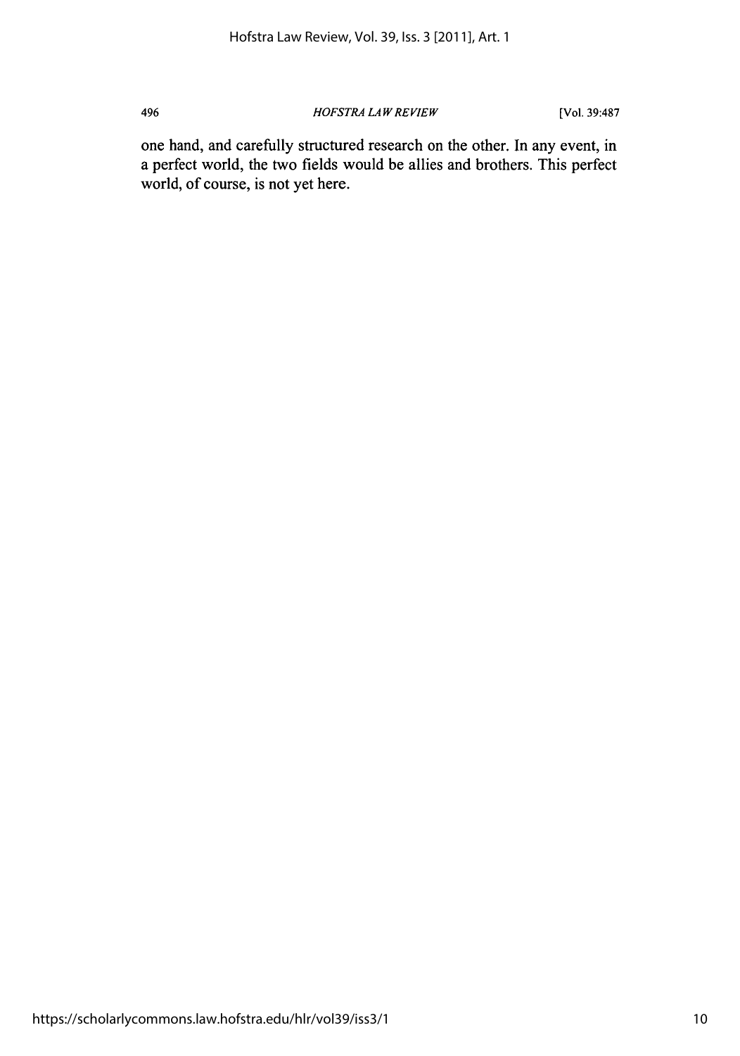one hand, and carefully structured research on the other. In any event, in a perfect world, the two fields would be allies and brothers. This perfect world, of course, is not yet here.